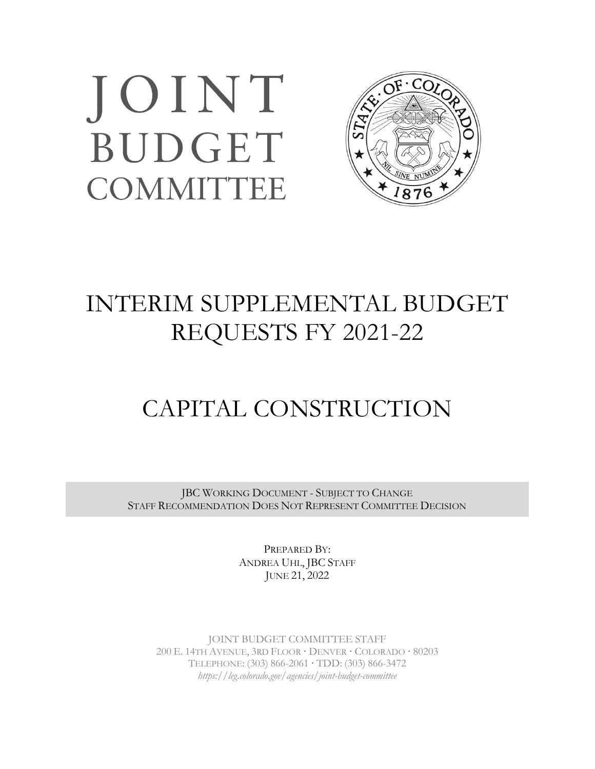# JOINT BUDGET COMMITTEE

# INTERIM SUPPLEMENTAL BUDGET REQUESTS FY 2021-22

# CAPITAL CONSTRUCTION

JBC WORKING DOCUMENT - SUBJECT TO CHANGE
STAFF RECOMMENDATION DOES NOT REPRESENT COMMITTEE DECISION

PREPARED BY:
ANDREA UHL, JBC STAFF
JUNE 21, 2022

JOINT BUDGET COMMITTEE STAFF
200 E. 14TH AVENUE, 3RD FLOOR · DENVER · COLORADO · 80203
TELEPHONE: (303) 866-2061 · TDD: (303) 866-3472
*https://leg.colorado.gov/agencies/joint-budget-committee*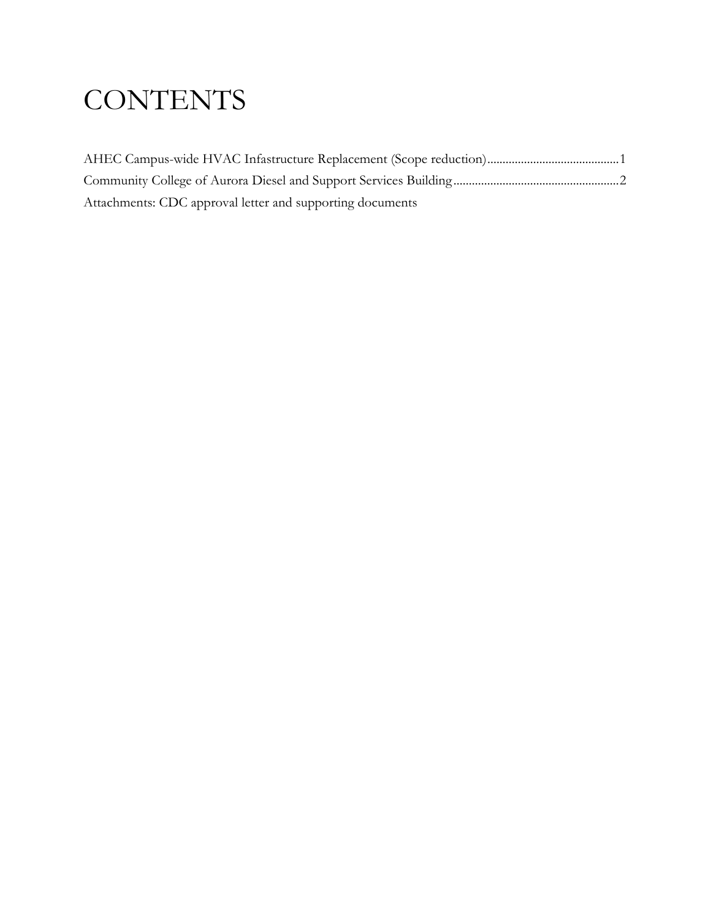# CONTENTS

AHEC Campus-wide HVAC Infastructure Replacement (Scope reduction)..........................................1
Community College of Aurora Diesel and Support Services Building.....................................................2
Attachments: CDC approval letter and supporting documents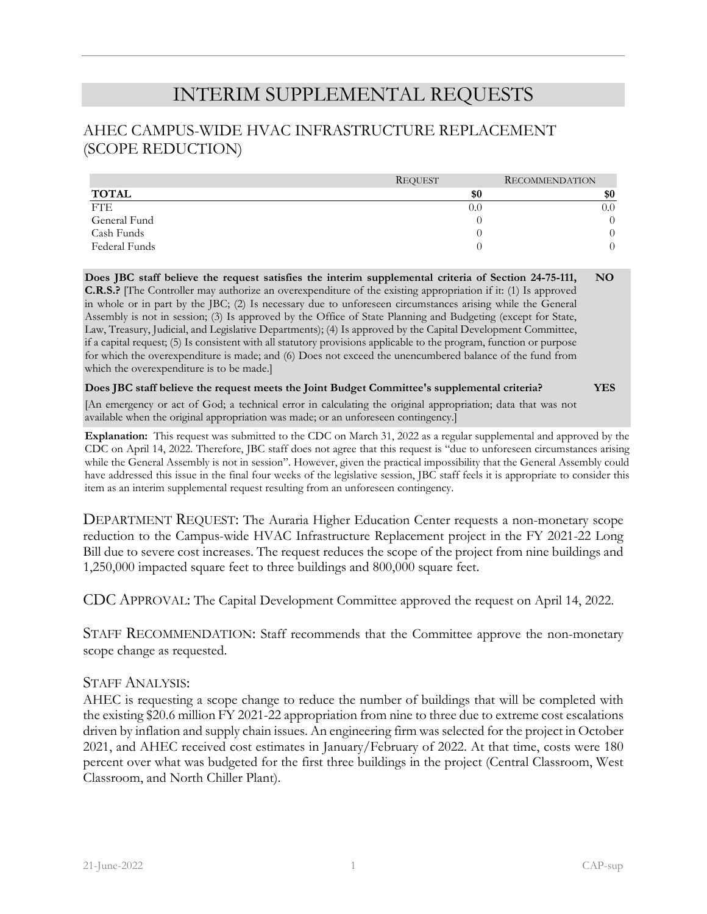# INTERIM SUPPLEMENTAL REQUESTS

## AHEC CAMPUS-WIDE HVAC INFRASTRUCTURE REPLACEMENT (SCOPE REDUCTION)

| | REQUEST | RECOMMENDATION |
|---|---|---|
| **TOTAL** | **$0** | **$0** |
| FTE | 0.0 | 0.0 |
| General Fund | 0 | 0 |
| Cash Funds | 0 | 0 |
| Federal Funds | 0 | 0 |

**Does JBC staff believe the request satisfies the interim supplemental criteria of Section 24-75-111, C.R.S.?** [The Controller may authorize an overexpenditure of the existing appropriation if it: (1) Is approved in whole or in part by the JBC; (2) Is necessary due to unforeseen circumstances arising while the General Assembly is not in session; (3) Is approved by the Office of State Planning and Budgeting (except for State, Law, Treasury, Judicial, and Legislative Departments); (4) Is approved by the Capital Development Committee, if a capital request; (5) Is consistent with all statutory provisions applicable to the program, function or purpose for which the overexpenditure is made; and (6) Does not exceed the unencumbered balance of the fund from which the overexpenditure is to be made.] **NO**

**Does JBC staff believe the request meets the Joint Budget Committee's supplemental criteria?** **YES**

[An emergency or act of God; a technical error in calculating the original appropriation; data that was not available when the original appropriation was made; or an unforeseen contingency.]

**Explanation:** This request was submitted to the CDC on March 31, 2022 as a regular supplemental and approved by the CDC on April 14, 2022. Therefore, JBC staff does not agree that this request is "due to unforeseen circumstances arising while the General Assembly is not in session". However, given the practical impossibility that the General Assembly could have addressed this issue in the final four weeks of the legislative session, JBC staff feels it is appropriate to consider this item as an interim supplemental request resulting from an unforeseen contingency.

DEPARTMENT REQUEST: The Auraria Higher Education Center requests a non-monetary scope reduction to the Campus-wide HVAC Infrastructure Replacement project in the FY 2021-22 Long Bill due to severe cost increases. The request reduces the scope of the project from nine buildings and 1,250,000 impacted square feet to three buildings and 800,000 square feet.

CDC APPROVAL: The Capital Development Committee approved the request on April 14, 2022.

STAFF RECOMMENDATION: Staff recommends that the Committee approve the non-monetary scope change as requested.

STAFF ANALYSIS:

AHEC is requesting a scope change to reduce the number of buildings that will be completed with the existing $20.6 million FY 2021-22 appropriation from nine to three due to extreme cost escalations driven by inflation and supply chain issues. An engineering firm was selected for the project in October 2021, and AHEC received cost estimates in January/February of 2022. At that time, costs were 180 percent over what was budgeted for the first three buildings in the project (Central Classroom, West Classroom, and North Chiller Plant).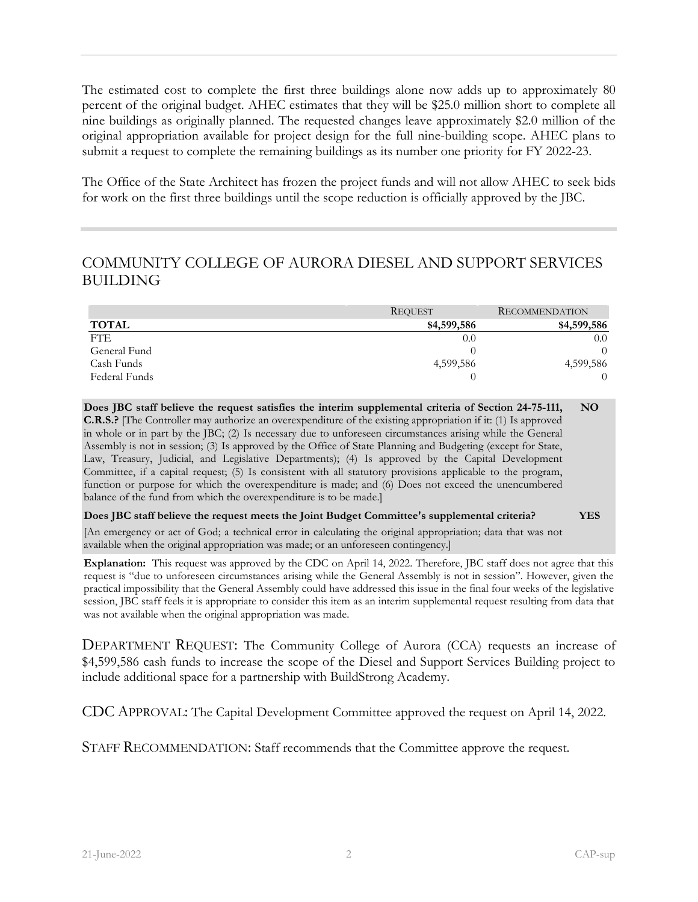The estimated cost to complete the first three buildings alone now adds up to approximately 80 percent of the original budget. AHEC estimates that they will be $25.0 million short to complete all nine buildings as originally planned. The requested changes leave approximately $2.0 million of the original appropriation available for project design for the full nine-building scope. AHEC plans to submit a request to complete the remaining buildings as its number one priority for FY 2022-23.

The Office of the State Architect has frozen the project funds and will not allow AHEC to seek bids for work on the first three buildings until the scope reduction is officially approved by the JBC.

## COMMUNITY COLLEGE OF AURORA DIESEL AND SUPPORT SERVICES BUILDING

| | REQUEST | RECOMMENDATION |
|---|---|---|
| **TOTAL** | **$4,599,586** | **$4,599,586** |
| FTE | 0.0 | 0.0 |
| General Fund | 0 | 0 |
| Cash Funds | 4,599,586 | 4,599,586 |
| Federal Funds | 0 | 0 |

**Does JBC staff believe the request satisfies the interim supplemental criteria of Section 24-75-111, C.R.S.?** [The Controller may authorize an overexpenditure of the existing appropriation if it: (1) Is approved in whole or in part by the JBC; (2) Is necessary due to unforeseen circumstances arising while the General Assembly is not in session; (3) Is approved by the Office of State Planning and Budgeting (except for State, Law, Treasury, Judicial, and Legislative Departments); (4) Is approved by the Capital Development Committee, if a capital request; (5) Is consistent with all statutory provisions applicable to the program, function or purpose for which the overexpenditure is made; and (6) Does not exceed the unencumbered balance of the fund from which the overexpenditure is to be made.] **NO**

**Does JBC staff believe the request meets the Joint Budget Committee's supplemental criteria?** **YES**

[An emergency or act of God; a technical error in calculating the original appropriation; data that was not available when the original appropriation was made; or an unforeseen contingency.]

**Explanation:** This request was approved by the CDC on April 14, 2022. Therefore, JBC staff does not agree that this request is "due to unforeseen circumstances arising while the General Assembly is not in session". However, given the practical impossibility that the General Assembly could have addressed this issue in the final four weeks of the legislative session, JBC staff feels it is appropriate to consider this item as an interim supplemental request resulting from data that was not available when the original appropriation was made.

DEPARTMENT REQUEST: The Community College of Aurora (CCA) requests an increase of $4,599,586 cash funds to increase the scope of the Diesel and Support Services Building project to include additional space for a partnership with BuildStrong Academy.

CDC APPROVAL: The Capital Development Committee approved the request on April 14, 2022.

STAFF RECOMMENDATION: Staff recommends that the Committee approve the request.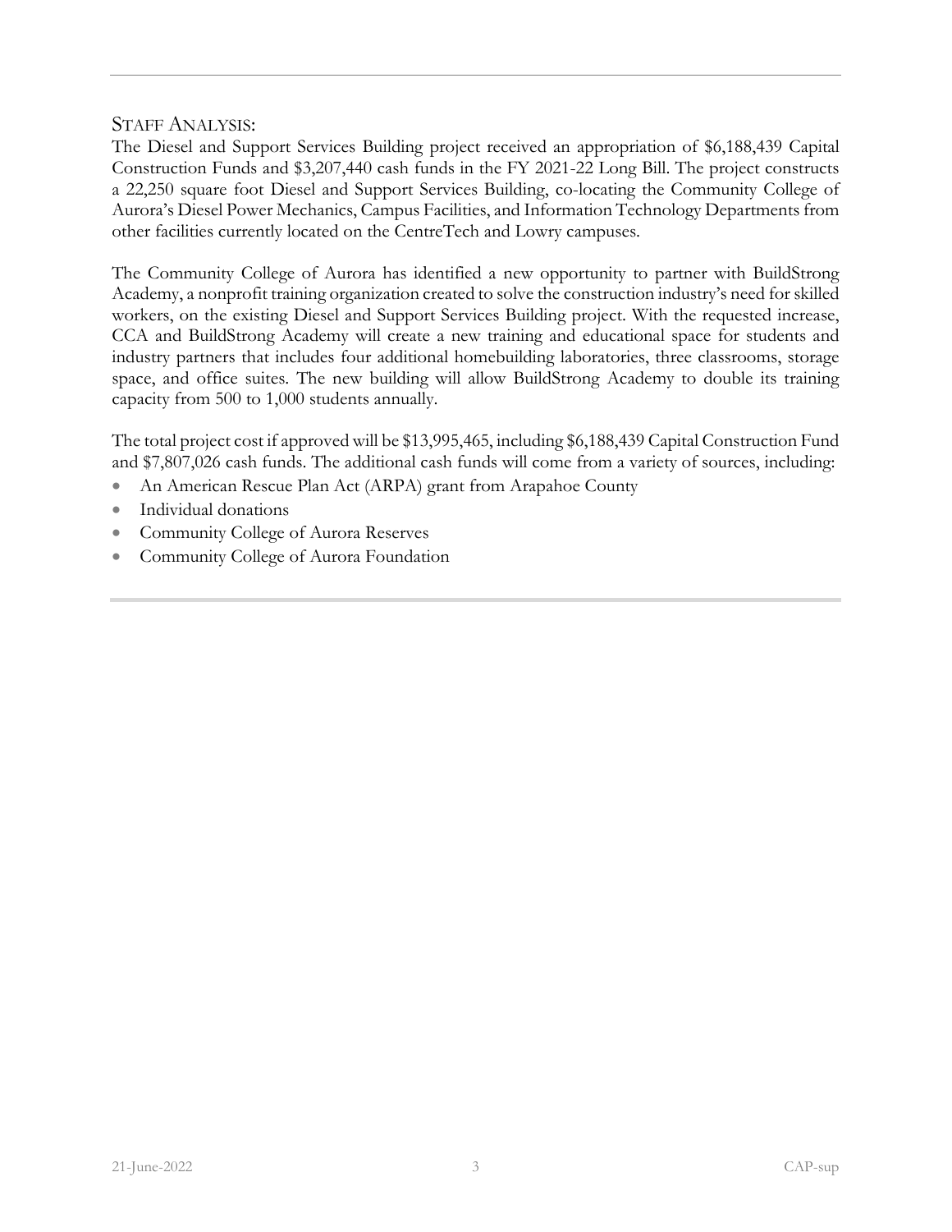## STAFF ANALYSIS:

The Diesel and Support Services Building project received an appropriation of $6,188,439 Capital Construction Funds and $3,207,440 cash funds in the FY 2021-22 Long Bill. The project constructs a 22,250 square foot Diesel and Support Services Building, co-locating the Community College of Aurora's Diesel Power Mechanics, Campus Facilities, and Information Technology Departments from other facilities currently located on the CentreTech and Lowry campuses.

The Community College of Aurora has identified a new opportunity to partner with BuildStrong Academy, a nonprofit training organization created to solve the construction industry's need for skilled workers, on the existing Diesel and Support Services Building project. With the requested increase, CCA and BuildStrong Academy will create a new training and educational space for students and industry partners that includes four additional homebuilding laboratories, three classrooms, storage space, and office suites. The new building will allow BuildStrong Academy to double its training capacity from 500 to 1,000 students annually.

The total project cost if approved will be $13,995,465, including $6,188,439 Capital Construction Fund and $7,807,026 cash funds. The additional cash funds will come from a variety of sources, including:

- An American Rescue Plan Act (ARPA) grant from Arapahoe County
- Individual donations
- Community College of Aurora Reserves
- Community College of Aurora Foundation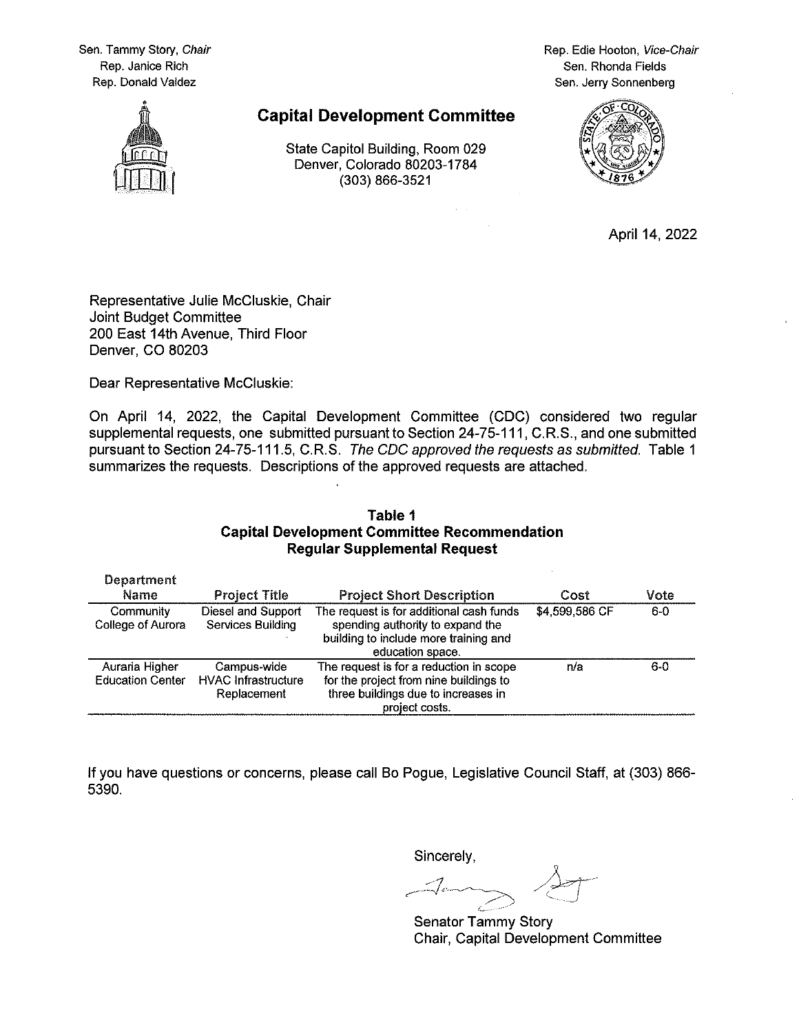Sen. Tammy Story, *Chair*
Rep. Janice Rich
Rep. Donald Valdez

Rep. Edie Hooton, *Vice-Chair*
Sen. Rhonda Fields
Sen. Jerry Sonnenberg

# Capital Development Committee

State Capitol Building, Room 029
Denver, Colorado 80203-1784
(303) 866-3521

April 14, 2022

Representative Julie McCluskie, Chair
Joint Budget Committee
200 East 14th Avenue, Third Floor
Denver, CO 80203

Dear Representative McCluskie:

On April 14, 2022, the Capital Development Committee (CDC) considered two regular supplemental requests, one submitted pursuant to Section 24-75-111, C.R.S., and one submitted pursuant to Section 24-75-111.5, C.R.S. *The CDC approved the requests as submitted.* Table 1 summarizes the requests. Descriptions of the approved requests are attached.

**Table 1**
**Capital Development Committee Recommendation**
**Regular Supplemental Request**

| Department Name | Project Title | Project Short Description | Cost | Vote |
|---|---|---|---|---|
| Community College of Aurora | Diesel and Support Services Building | The request is for additional cash funds spending authority to expand the building to include more training and education space. | $4,599,586 CF | 6-0 |
| Auraria Higher Education Center | Campus-wide HVAC Infrastructure Replacement | The request is for a reduction in scope for the project from nine buildings to three buildings due to increases in project costs. | n/a | 6-0 |

If you have questions or concerns, please call Bo Pogue, Legislative Council Staff, at (303) 866-5390.

Sincerely,

Senator Tammy Story
Chair, Capital Development Committee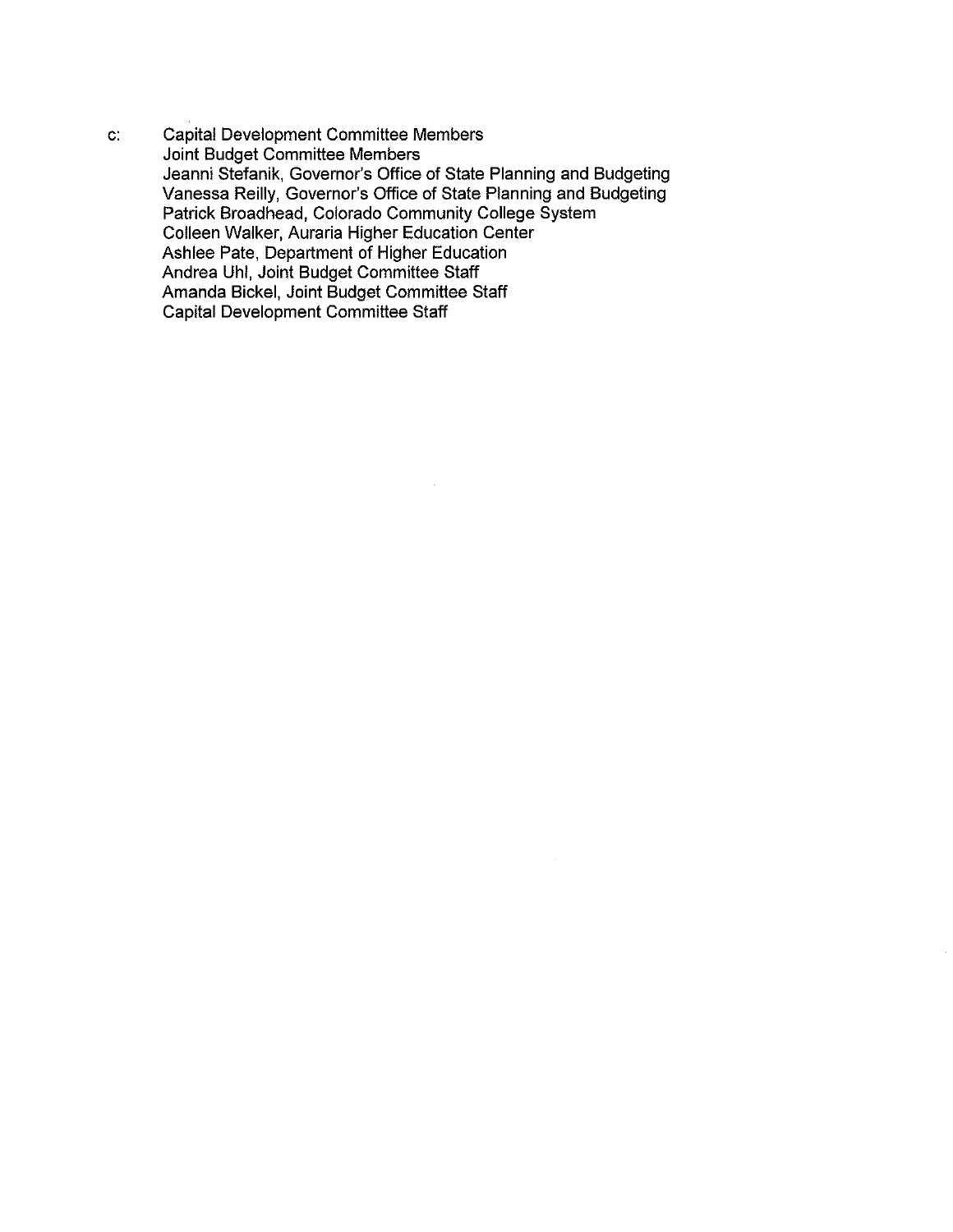c: Capital Development Committee Members
Joint Budget Committee Members
Jeanni Stefanik, Governor's Office of State Planning and Budgeting
Vanessa Reilly, Governor's Office of State Planning and Budgeting
Patrick Broadhead, Colorado Community College System
Colleen Walker, Auraria Higher Education Center
Ashlee Pate, Department of Higher Education
Andrea Uhl, Joint Budget Committee Staff
Amanda Bickel, Joint Budget Committee Staff
Capital Development Committee Staff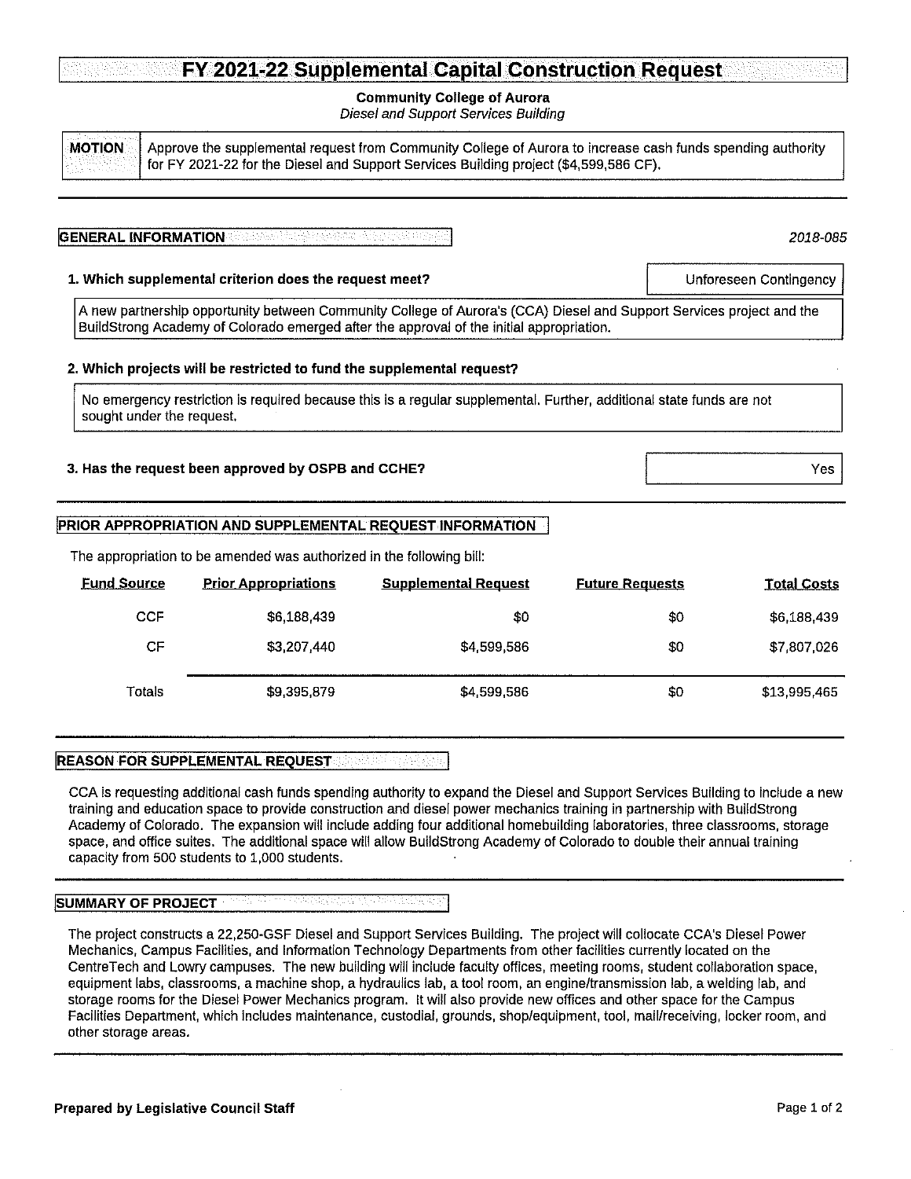# FY 2021-22 Supplemental Capital Construction Request

**Community College of Aurora**

*Diesel and Support Services Building*

| **MOTION** | Approve the supplemental request from Community College of Aurora to increase cash funds spending authority for FY 2021-22 for the Diesel and Support Services Building project ($4,599,586 CF). |
|---|---|

## GENERAL INFORMATION

*2018-085*

**1. Which supplemental criterion does the request meet?**

Unforeseen Contingency

A new partnership opportunity between Community College of Aurora's (CCA) Diesel and Support Services project and the BuildStrong Academy of Colorado emerged after the approval of the initial appropriation.

**2. Which projects will be restricted to fund the supplemental request?**

No emergency restriction is required because this is a regular supplemental. Further, additional state funds are not sought under the request.

**3. Has the request been approved by OSPB and CCHE?**

Yes

## PRIOR APPROPRIATION AND SUPPLEMENTAL REQUEST INFORMATION

The appropriation to be amended was authorized in the following bill:

| Fund Source | Prior Appropriations | Supplemental Request | Future Requests | Total Costs |
|---|---|---|---|---|
| CCF | $6,188,439 | $0 | $0 | $6,188,439 |
| CF | $3,207,440 | $4,599,586 | $0 | $7,807,026 |
| Totals | $9,395,879 | $4,599,586 | $0 | $13,995,465 |

## REASON FOR SUPPLEMENTAL REQUEST

CCA is requesting additional cash funds spending authority to expand the Diesel and Support Services Building to include a new training and education space to provide construction and diesel power mechanics training in partnership with BuildStrong Academy of Colorado. The expansion will include adding four additional homebuilding laboratories, three classrooms, storage space, and office suites. The additional space will allow BuildStrong Academy of Colorado to double their annual training capacity from 500 students to 1,000 students.

## SUMMARY OF PROJECT

The project constructs a 22,250-GSF Diesel and Support Services Building. The project will collocate CCA's Diesel Power Mechanics, Campus Facilities, and Information Technology Departments from other facilities currently located on the CentreTech and Lowry campuses. The new building will include faculty offices, meeting rooms, student collaboration space, equipment labs, classrooms, a machine shop, a hydraulics lab, a tool room, an engine/transmission lab, a welding lab, and storage rooms for the Diesel Power Mechanics program. It will also provide new offices and other space for the Campus Facilities Department, which includes maintenance, custodial, grounds, shop/equipment, tool, mail/receiving, locker room, and other storage areas.

**Prepared by Legislative Council Staff**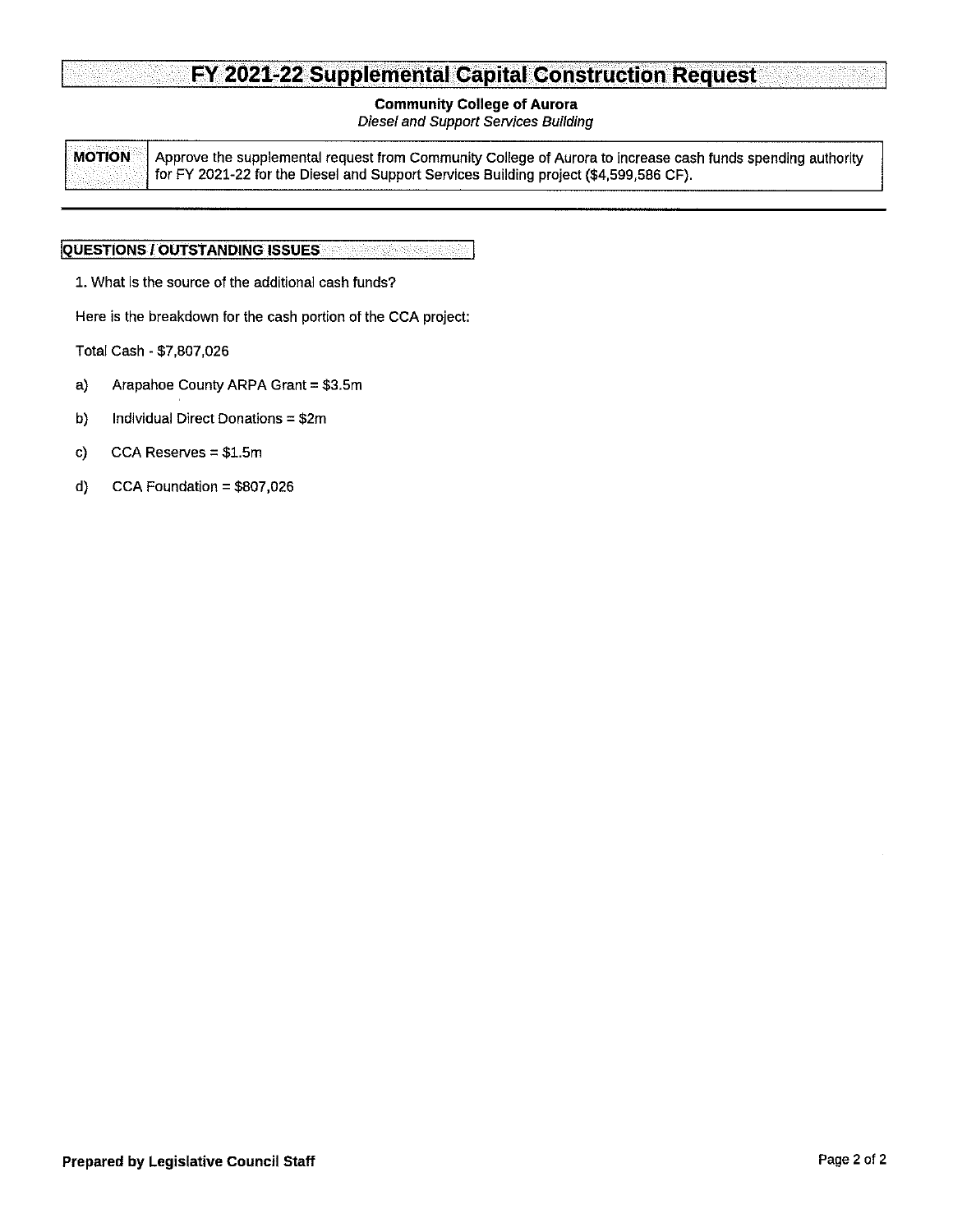# FY 2021-22 Supplemental Capital Construction Request

**Community College of Aurora**
*Diesel and Support Services Building*

| MOTION | Approve the supplemental request from Community College of Aurora to increase cash funds spending authority for FY 2021-22 for the Diesel and Support Services Building project ($4,599,586 CF). |
|---|---|

## QUESTIONS / OUTSTANDING ISSUES

1. What is the source of the additional cash funds?

Here is the breakdown for the cash portion of the CCA project:

Total Cash - $7,807,026

a) Arapahoe County ARPA Grant = $3.5m

b) Individual Direct Donations = $2m

c) CCA Reserves = $1.5m

d) CCA Foundation = $807,026

**Prepared by Legislative Council Staff**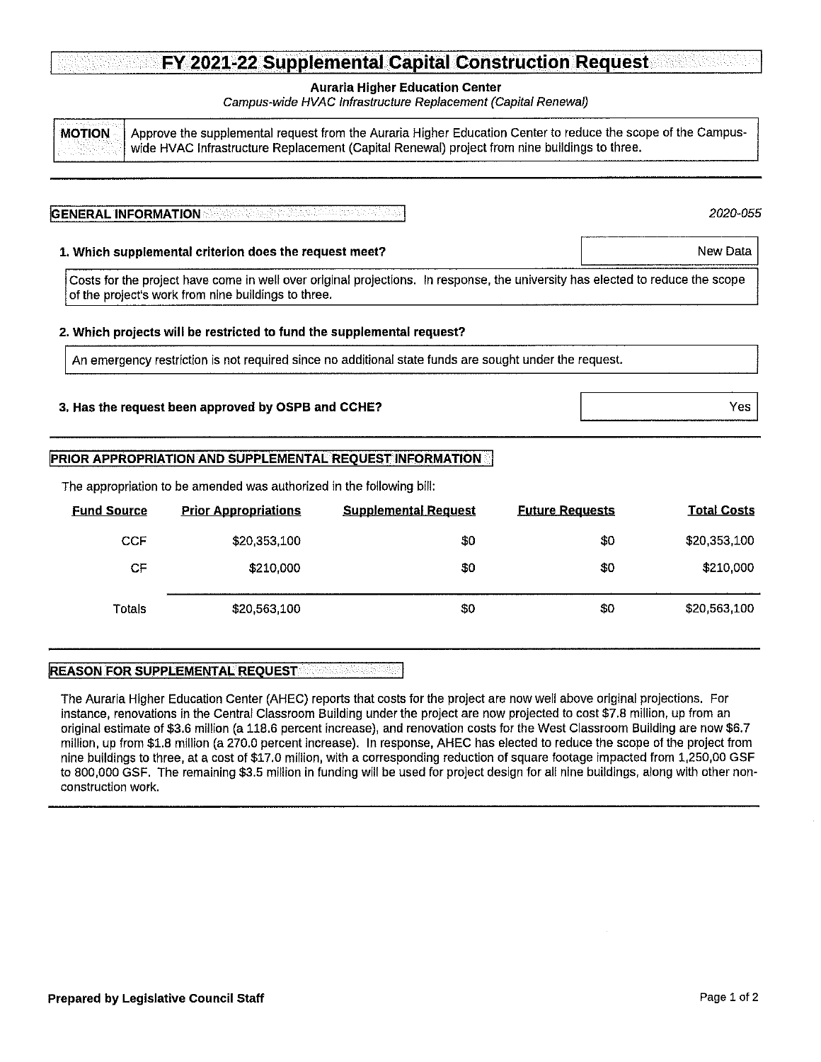# FY 2021-22 Supplemental Capital Construction Request

**Auraria Higher Education Center**

*Campus-wide HVAC Infrastructure Replacement (Capital Renewal)*

| **MOTION** | Approve the supplemental request from the Auraria Higher Education Center to reduce the scope of the Campus-wide HVAC Infrastructure Replacement (Capital Renewal) project from nine buildings to three. |
|---|---|

## GENERAL INFORMATION

*2020-055*

**1. Which supplemental criterion does the request meet?** New Data

Costs for the project have come in well over original projections. In response, the university has elected to reduce the scope of the project's work from nine buildings to three.

**2. Which projects will be restricted to fund the supplemental request?**

An emergency restriction is not required since no additional state funds are sought under the request.

**3. Has the request been approved by OSPB and CCHE?** Yes

## PRIOR APPROPRIATION AND SUPPLEMENTAL REQUEST INFORMATION

The appropriation to be amended was authorized in the following bill:

| Fund Source | Prior Appropriations | Supplemental Request | Future Requests | Total Costs |
|---|---|---|---|---|
| CCF | $20,353,100 | $0 | $0 | $20,353,100 |
| CF | $210,000 | $0 | $0 | $210,000 |
| Totals | $20,563,100 | $0 | $0 | $20,563,100 |

## REASON FOR SUPPLEMENTAL REQUEST

The Auraria Higher Education Center (AHEC) reports that costs for the project are now well above original projections. For instance, renovations in the Central Classroom Building under the project are now projected to cost $7.8 million, up from an original estimate of $3.6 million (a 118.6 percent increase), and renovation costs for the West Classroom Building are now $6.7 million, up from $1.8 million (a 270.0 percent increase). In response, AHEC has elected to reduce the scope of the project from nine buildings to three, at a cost of $17.0 million, with a corresponding reduction of square footage impacted from 1,250,00 GSF to 800,000 GSF. The remaining $3.5 million in funding will be used for project design for all nine buildings, along with other non-construction work.

**Prepared by Legislative Council Staff**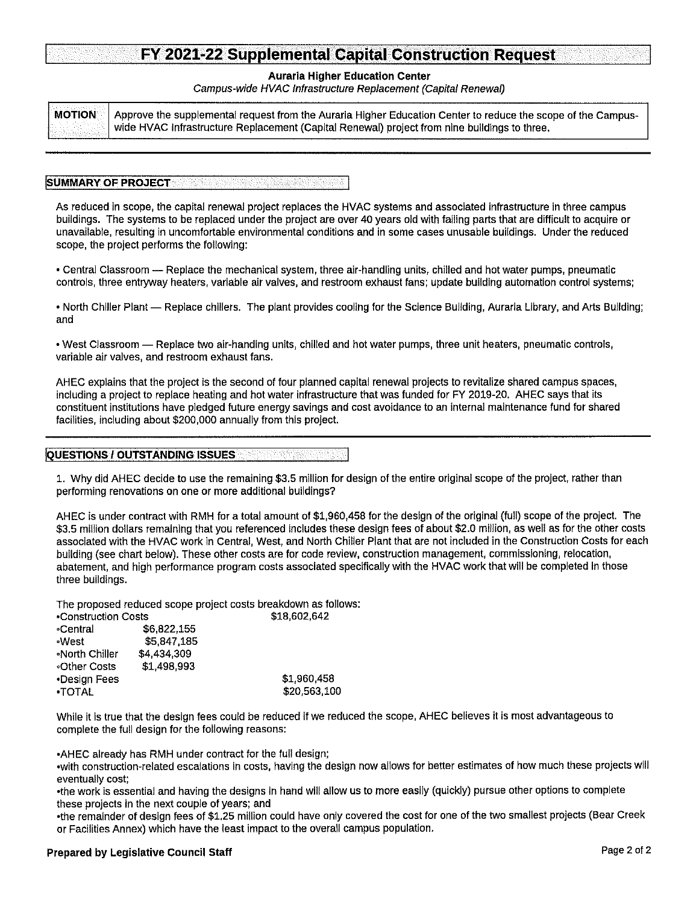# FY 2021-22 Supplemental Capital Construction Request

**Auraria Higher Education Center**

*Campus-wide HVAC Infrastructure Replacement (Capital Renewal)*

| | |
|---|---|
| **MOTION** | Approve the supplemental request from the Auraria Higher Education Center to reduce the scope of the Campus-wide HVAC Infrastructure Replacement (Capital Renewal) project from nine buildings to three. |

## SUMMARY OF PROJECT

As reduced in scope, the capital renewal project replaces the HVAC systems and associated infrastructure in three campus buildings. The systems to be replaced under the project are over 40 years old with failing parts that are difficult to acquire or unavailable, resulting in uncomfortable environmental conditions and in some cases unusable buildings. Under the reduced scope, the project performs the following:

• Central Classroom — Replace the mechanical system, three air-handling units, chilled and hot water pumps, pneumatic controls, three entryway heaters, variable air valves, and restroom exhaust fans; update building automation control systems;

• North Chiller Plant — Replace chillers. The plant provides cooling for the Science Building, Auraria Library, and Arts Building; and

• West Classroom — Replace two air-handling units, chilled and hot water pumps, three unit heaters, pneumatic controls, variable air valves, and restroom exhaust fans.

AHEC explains that the project is the second of four planned capital renewal projects to revitalize shared campus spaces, including a project to replace heating and hot water infrastructure that was funded for FY 2019-20. AHEC says that its constituent institutions have pledged future energy savings and cost avoidance to an internal maintenance fund for shared facilities, including about $200,000 annually from this project.

## QUESTIONS / OUTSTANDING ISSUES

1. Why did AHEC decide to use the remaining $3.5 million for design of the entire original scope of the project, rather than performing renovations on one or more additional buildings?

AHEC is under contract with RMH for a total amount of $1,960,458 for the design of the original (full) scope of the project. The $3.5 million dollars remaining that you referenced includes these design fees of about $2.0 million, as well as for the other costs associated with the HVAC work in Central, West, and North Chiller Plant that are not included in the Construction Costs for each building (see chart below). These other costs are for code review, construction management, commissioning, relocation, abatement, and high performance program costs associated specifically with the HVAC work that will be completed in those three buildings.

The proposed reduced scope project costs breakdown as follows:

| | | |
|---|---|---|
| •Construction Costs | | $18,602,642 |
| ◦Central | $6,822,155 | |
| ◦West | $5,847,185 | |
| ◦North Chiller | $4,434,309 | |
| ◦Other Costs | $1,498,993 | |
| •Design Fees | | $1,960,458 |
| •TOTAL | | $20,563,100 |

While it is true that the design fees could be reduced if we reduced the scope, AHEC believes it is most advantageous to complete the full design for the following reasons:

•AHEC already has RMH under contract for the full design;
•with construction-related escalations in costs, having the design now allows for better estimates of how much these projects will eventually cost;
•the work is essential and having the designs in hand will allow us to more easily (quickly) pursue other options to complete these projects in the next couple of years; and
•the remainder of design fees of $1.25 million could have only covered the cost for one of the two smallest projects (Bear Creek or Facilities Annex) which have the least impact to the overall campus population.

**Prepared by Legislative Council Staff**